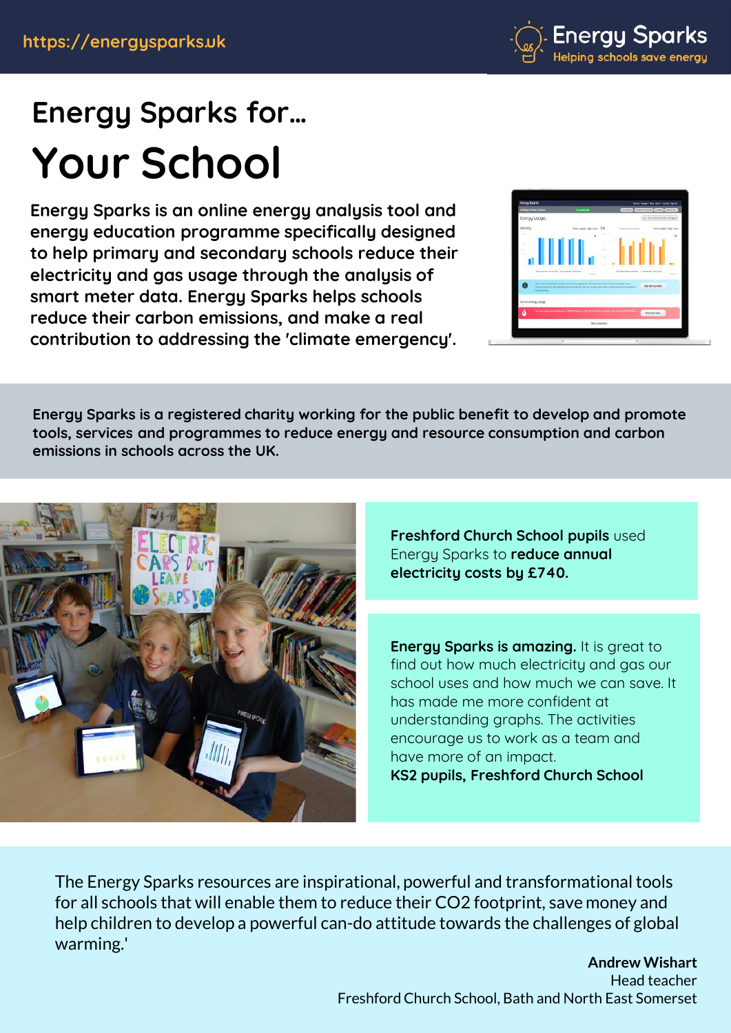https://energysparks.uk

Energy Sparks
Helping schools save energy

## Energy Sparks for...

# Your School

**Energy Sparks is an online energy analysis tool and energy education programme specifically designed to help primary and secondary schools reduce their electricity and gas usage through the analysis of smart meter data. Energy Sparks helps schools reduce their carbon emissions, and make a real contribution to addressing the 'climate emergency'.**

**Energy Sparks is a registered charity working for the public benefit to develop and promote tools, services and programmes to reduce energy and resource consumption and carbon emissions in schools across the UK.**

**Freshford Church School pupils** used Energy Sparks to **reduce annual electricity costs by £740.**

**Energy Sparks is amazing.** It is great to find out how much electricity and gas our school uses and how much we can save. It has made me more confident at understanding graphs. The activities encourage us to work as a team and have more of an impact.
**KS2 pupils, Freshford Church School**

The Energy Sparks resources are inspirational, powerful and transformational tools for all schools that will enable them to reduce their $CO_2$ footprint, save money and help children to develop a powerful can-do attitude towards the challenges of global warming.'

**Andrew Wishart**
Head teacher
Freshford Church School, Bath and North East Somerset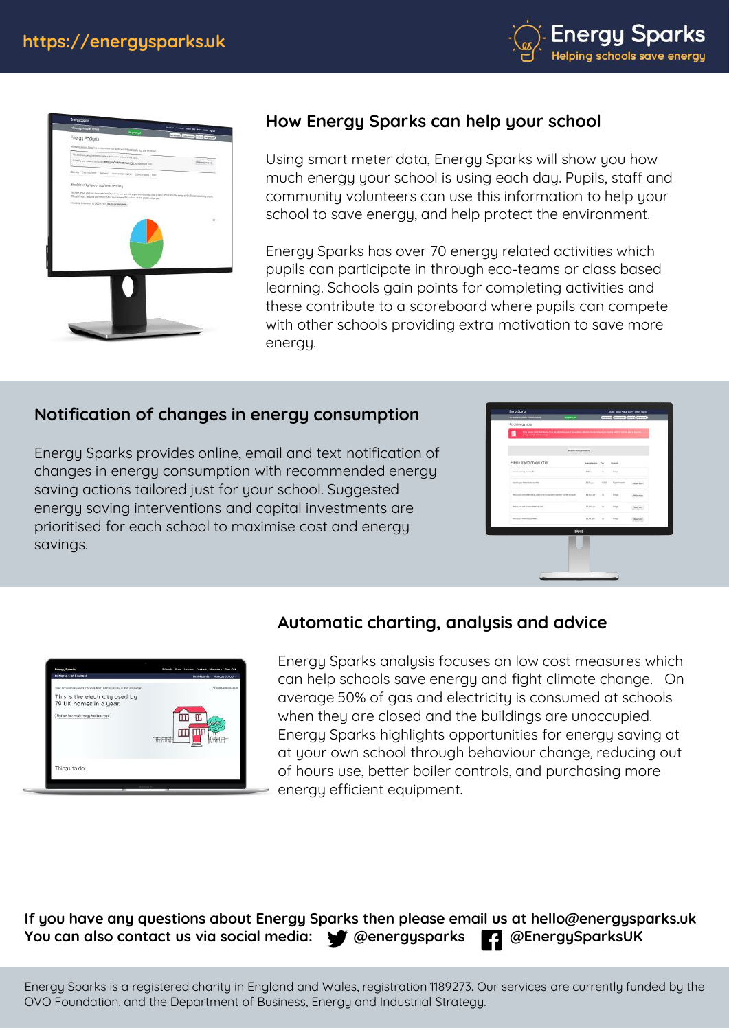## How Energy Sparks can help your school

Using smart meter data, Energy Sparks will show you how much energy your school is using each day. Pupils, staff and community volunteers can use this information to help your school to save energy, and help protect the environment.

Energy Sparks has over 70 energy related activities which pupils can participate in through eco-teams or class based learning. Schools gain points for completing activities and these contribute to a scoreboard where pupils can compete with other schools providing extra motivation to save more energy.

## Notification of changes in energy consumption

Energy Sparks provides online, email and text notification of changes in energy consumption with recommended energy saving actions tailored just for your school. Suggested energy saving interventions and capital investments are prioritised for each school to maximise cost and energy savings.

## Automatic charting, analysis and advice

Energy Sparks analysis focuses on low cost measures which can help schools save energy and fight climate change. On average 50% of gas and electricity is consumed at schools when they are closed and the buildings are unoccupied. Energy Sparks highlights opportunities for energy saving at at your own school through behaviour change, reducing out of hours use, better boiler controls, and purchasing more energy efficient equipment.

**If you have any questions about Energy Sparks then please email us at hello@energysparks.uk**
**You can also contact us via social media: @energysparks @EnergySparksUK**

Energy Sparks is a registered charity in England and Wales, registration 1189273. Our services are currently funded by the OVO Foundation. and the Department of Business, Energy and Industrial Strategy.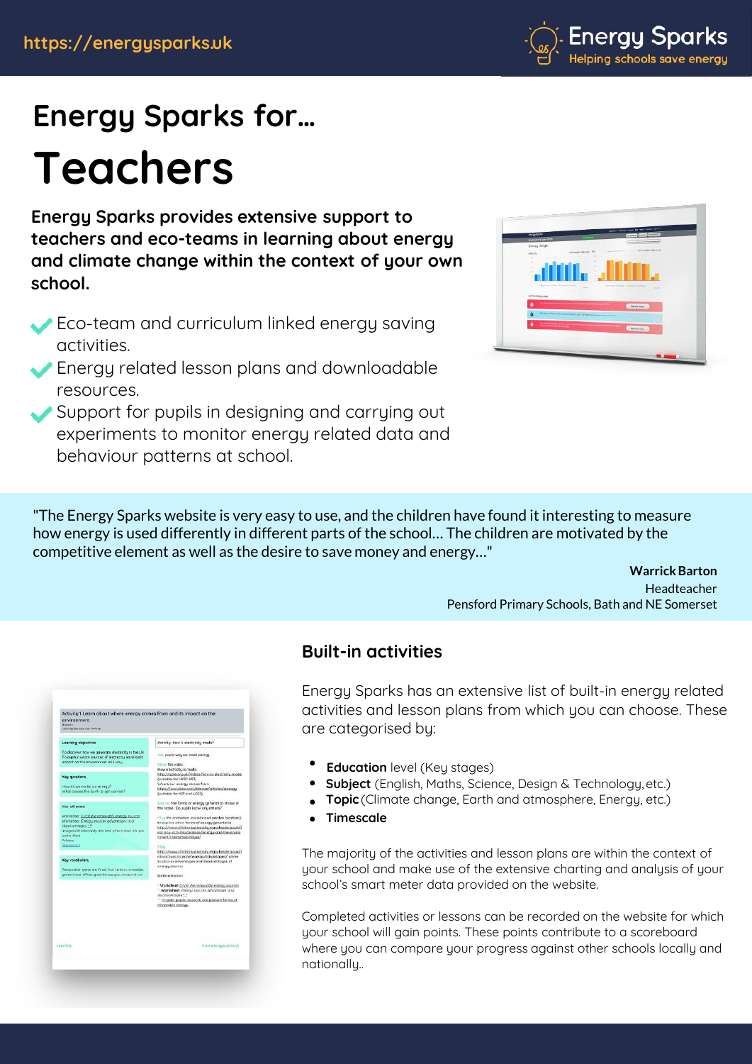# Energy Sparks for…

# Teachers

**Energy Sparks provides extensive support to teachers and eco-teams in learning about energy and climate change within the context of your own school.**

- Eco-team and curriculum linked energy saving activities.
- Energy related lesson plans and downloadable resources.
- Support for pupils in designing and carrying out experiments to monitor energy related data and behaviour patterns at school.

"The Energy Sparks website is very easy to use, and the children have found it interesting to measure how energy is used differently in different parts of the school… The children are motivated by the competitive element as well as the desire to save money and energy…"

**Warrick Barton**
Headteacher
Pensford Primary Schools, Bath and NE Somerset

## Built-in activities

Energy Sparks has an extensive list of built-in energy related activities and lesson plans from which you can choose. These are categorised by:

- **Education** level (Key stages)
- **Subject** (English, Maths, Science, Design & Technology, etc.)
- **Topic** (Climate change, Earth and atmosphere, Energy, etc.)
- **Timescale**

The majority of the activities and lesson plans are within the context of your school and make use of the extensive charting and analysis of your school's smart meter data provided on the website.

Completed activities or lessons can be recorded on the website for which your school will gain points. These points contribute to a scoreboard where you can compare your progress against other schools locally and nationally..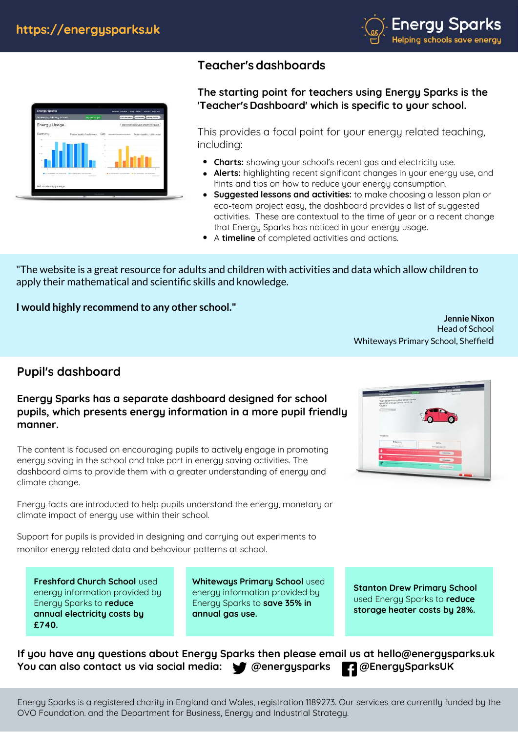https://energysparks.uk

Energy Sparks
Helping schools save energy

## Teacher's dashboards

**The starting point for teachers using Energy Sparks is the 'Teacher's Dashboard' which is specific to your school.**

This provides a focal point for your energy related teaching, including:

- **Charts:** showing your school's recent gas and electricity use.
- **Alerts:** highlighting recent significant changes in your energy use, and hints and tips on how to reduce your energy consumption.
- **Suggested lessons and activities:** to make choosing a lesson plan or eco-team project easy, the dashboard provides a list of suggested activities. These are contextual to the time of year or a recent change that Energy Sparks has noticed in your energy usage.
- A **timeline** of completed activities and actions.

"The website is a great resource for adults and children with activities and data which allow children to apply their mathematical and scientific skills and knowledge.

**I would highly recommend to any other school."**

**Jennie Nixon**
Head of School
Whiteways Primary School, Sheffield

## Pupil's dashboard

**Energy Sparks has a separate dashboard designed for school pupils, which presents energy information in a more pupil friendly manner.**

The content is focused on encouraging pupils to actively engage in promoting energy saving in the school and take part in energy saving activities. The dashboard aims to provide them with a greater understanding of energy and climate change.

Energy facts are introduced to help pupils understand the energy, monetary or climate impact of energy use within their school.

Support for pupils is provided in designing and carrying out experiments to monitor energy related data and behaviour patterns at school.

**Freshford Church School** used energy information provided by Energy Sparks to **reduce annual electricity costs by £740.**

**Whiteways Primary School** used energy information provided by Energy Sparks to **save 35% in annual gas use.**

**Stanton Drew Primary School** used Energy Sparks to **reduce storage heater costs by 28%.**

**If you have any questions about Energy Sparks then please email us at hello@energysparks.uk**
**You can also contact us via social media: @energysparks @EnergySparksUK**

Energy Sparks is a registered charity in England and Wales, registration 1189273. Our services are currently funded by the OVO Foundation. and the Department for Business, Energy and Industrial Strategy.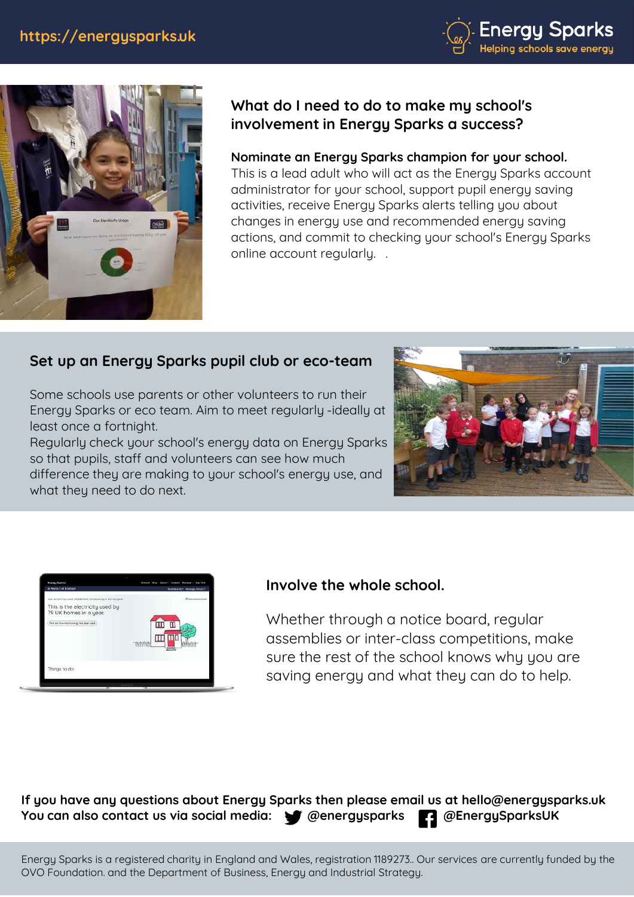## What do I need to do to make my school's involvement in Energy Sparks a success?

**Nominate an Energy Sparks champion for your school.**
This is a lead adult who will act as the Energy Sparks account administrator for your school, support pupil energy saving activities, receive Energy Sparks alerts telling you about changes in energy use and recommended energy saving actions, and commit to checking your school's Energy Sparks online account regularly.

## Set up an Energy Sparks pupil club or eco-team

Some schools use parents or other volunteers to run their Energy Sparks or eco team. Aim to meet regularly -ideally at least once a fortnight.
Regularly check your school's energy data on Energy Sparks so that pupils, staff and volunteers can see how much difference they are making to your school's energy use, and what they need to do next.

## Involve the whole school.

Whether through a notice board, regular assemblies or inter-class competitions, make sure the rest of the school knows why you are saving energy and what they can do to help.

**If you have any questions about Energy Sparks then please email us at hello@energysparks.uk**
**You can also contact us via social media: @energysparks @EnergySparksUK**

Energy Sparks is a registered charity in England and Wales, registration 1189273.. Our services are currently funded by the OVO Foundation. and the Department of Business, Energy and Industrial Strategy.